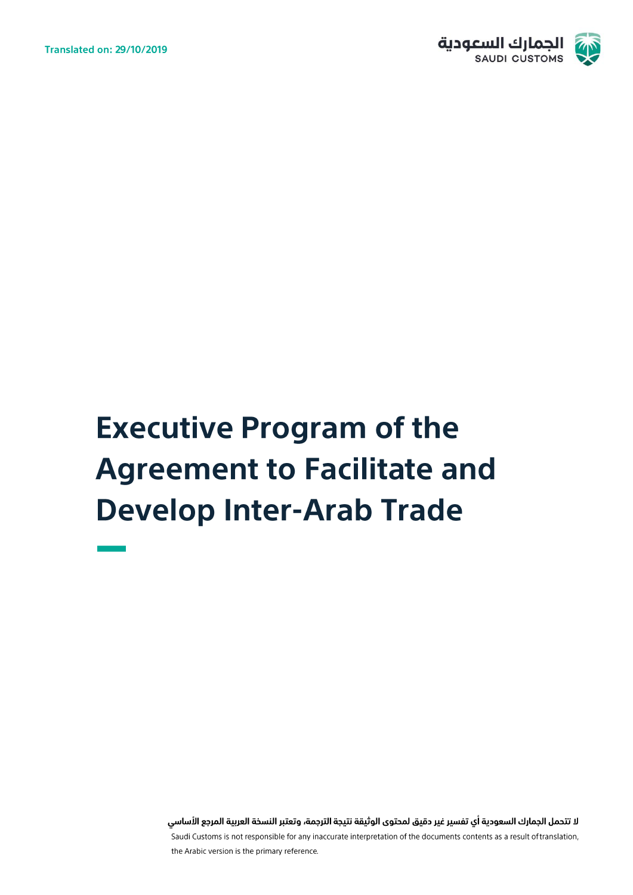Translated on: 29/10/2019

الجمارك السعودية
SAUDI CUSTOMS

# Executive Program of the Agreement to Facilitate and Develop Inter-Arab Trade

لا تتحمل الجمارك السعودية أي تفسير غير دقيق لمحتوى الوثيقة نتيجة الترجمة، وتعتبر النسخة العربية المرجع الأساسي

Saudi Customs is not responsible for any inaccurate interpretation of the documents contents as a result of translation, the Arabic version is the primary reference.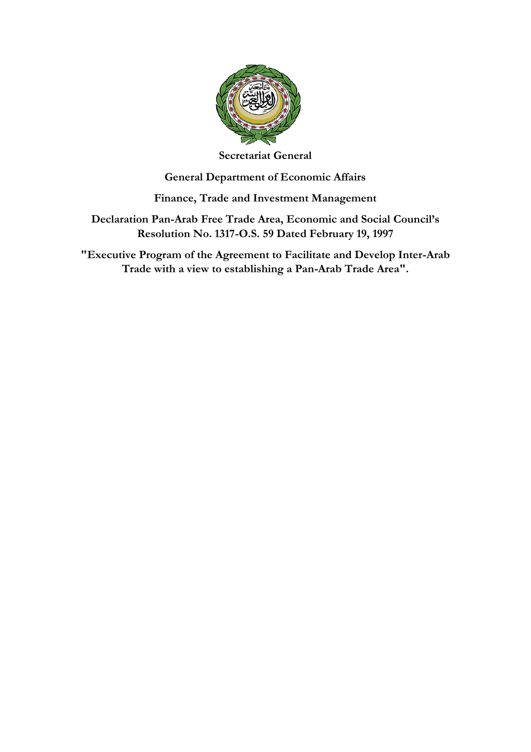**Secretariat General**

**General Department of Economic Affairs**

**Finance, Trade and Investment Management**

**Declaration Pan-Arab Free Trade Area, Economic and Social Council's Resolution No. 1317-O.S. 59 Dated February 19, 1997**

**"Executive Program of the Agreement to Facilitate and Develop Inter-Arab Trade with a view to establishing a Pan-Arab Trade Area".**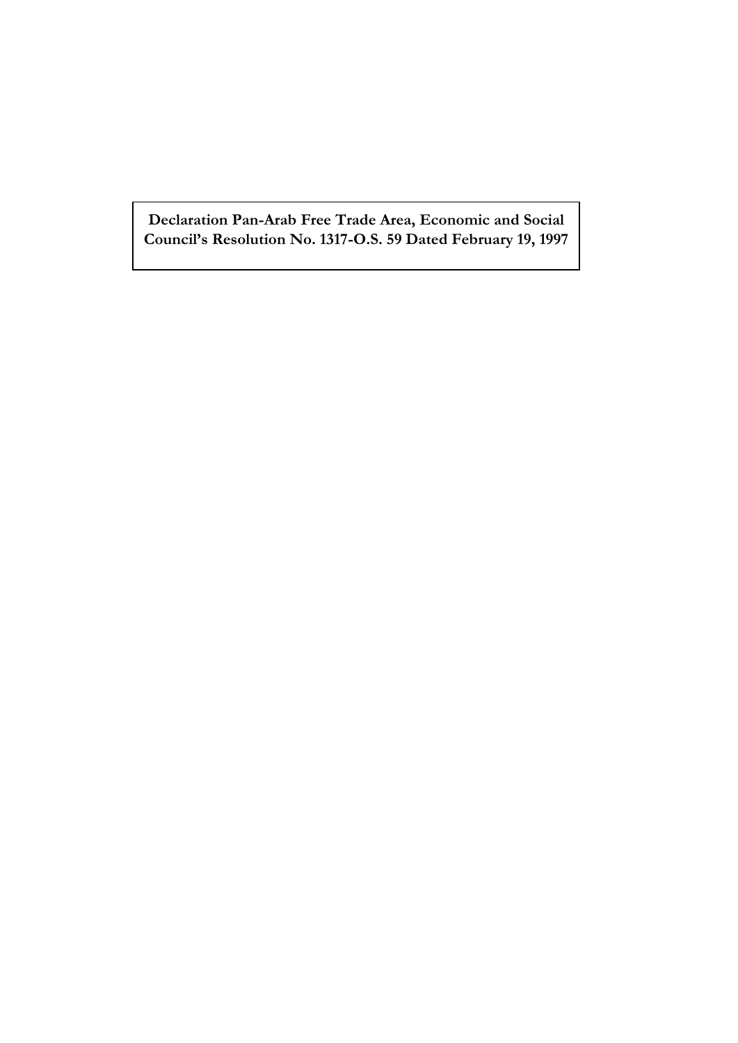**Declaration Pan-Arab Free Trade Area, Economic and Social Council's Resolution No. 1317-O.S. 59 Dated February 19, 1997**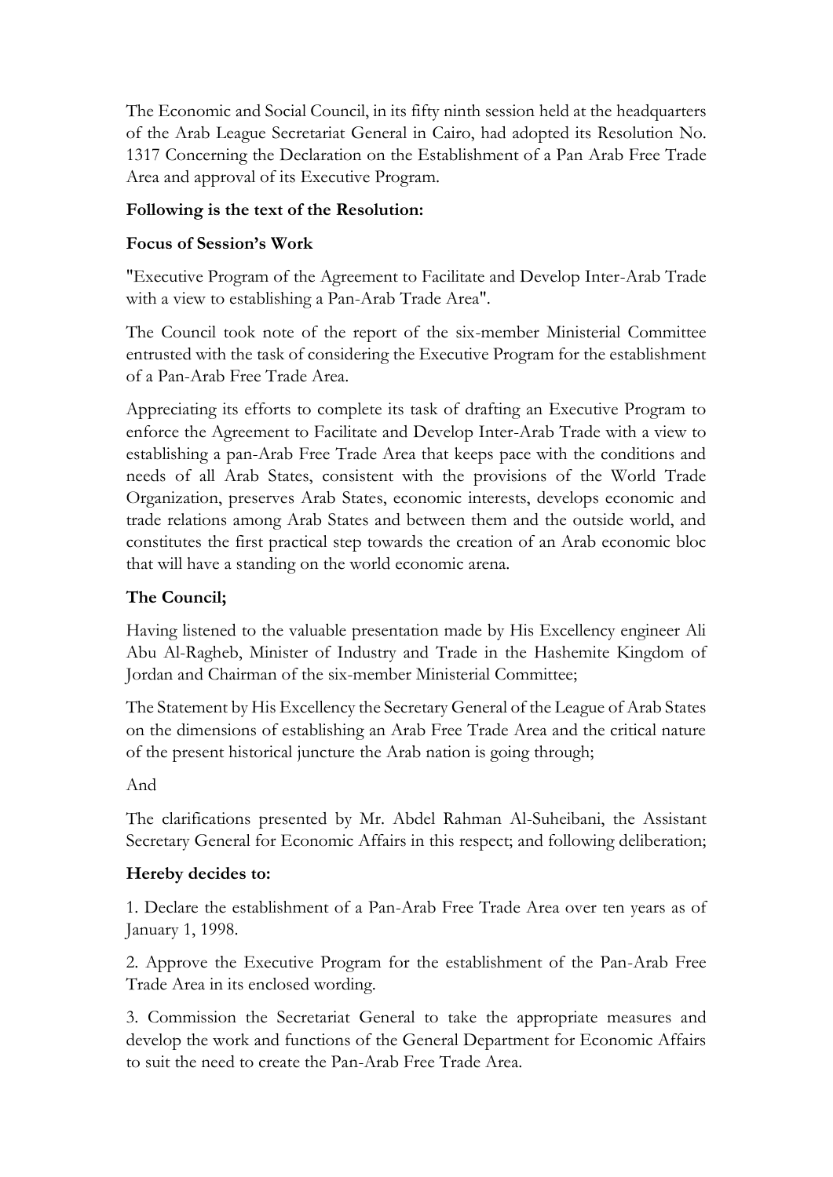The Economic and Social Council, in its fifty ninth session held at the headquarters of the Arab League Secretariat General in Cairo, had adopted its Resolution No. 1317 Concerning the Declaration on the Establishment of a Pan Arab Free Trade Area and approval of its Executive Program.

**Following is the text of the Resolution:**

**Focus of Session's Work**

"Executive Program of the Agreement to Facilitate and Develop Inter-Arab Trade with a view to establishing a Pan-Arab Trade Area".

The Council took note of the report of the six-member Ministerial Committee entrusted with the task of considering the Executive Program for the establishment of a Pan-Arab Free Trade Area.

Appreciating its efforts to complete its task of drafting an Executive Program to enforce the Agreement to Facilitate and Develop Inter-Arab Trade with a view to establishing a pan-Arab Free Trade Area that keeps pace with the conditions and needs of all Arab States, consistent with the provisions of the World Trade Organization, preserves Arab States, economic interests, develops economic and trade relations among Arab States and between them and the outside world, and constitutes the first practical step towards the creation of an Arab economic bloc that will have a standing on the world economic arena.

**The Council;**

Having listened to the valuable presentation made by His Excellency engineer Ali Abu Al-Ragheb, Minister of Industry and Trade in the Hashemite Kingdom of Jordan and Chairman of the six-member Ministerial Committee;

The Statement by His Excellency the Secretary General of the League of Arab States on the dimensions of establishing an Arab Free Trade Area and the critical nature of the present historical juncture the Arab nation is going through;

And

The clarifications presented by Mr. Abdel Rahman Al-Suheibani, the Assistant Secretary General for Economic Affairs in this respect; and following deliberation;

**Hereby decides to:**

1. Declare the establishment of a Pan-Arab Free Trade Area over ten years as of January 1, 1998.

2. Approve the Executive Program for the establishment of the Pan-Arab Free Trade Area in its enclosed wording.

3. Commission the Secretariat General to take the appropriate measures and develop the work and functions of the General Department for Economic Affairs to suit the need to create the Pan-Arab Free Trade Area.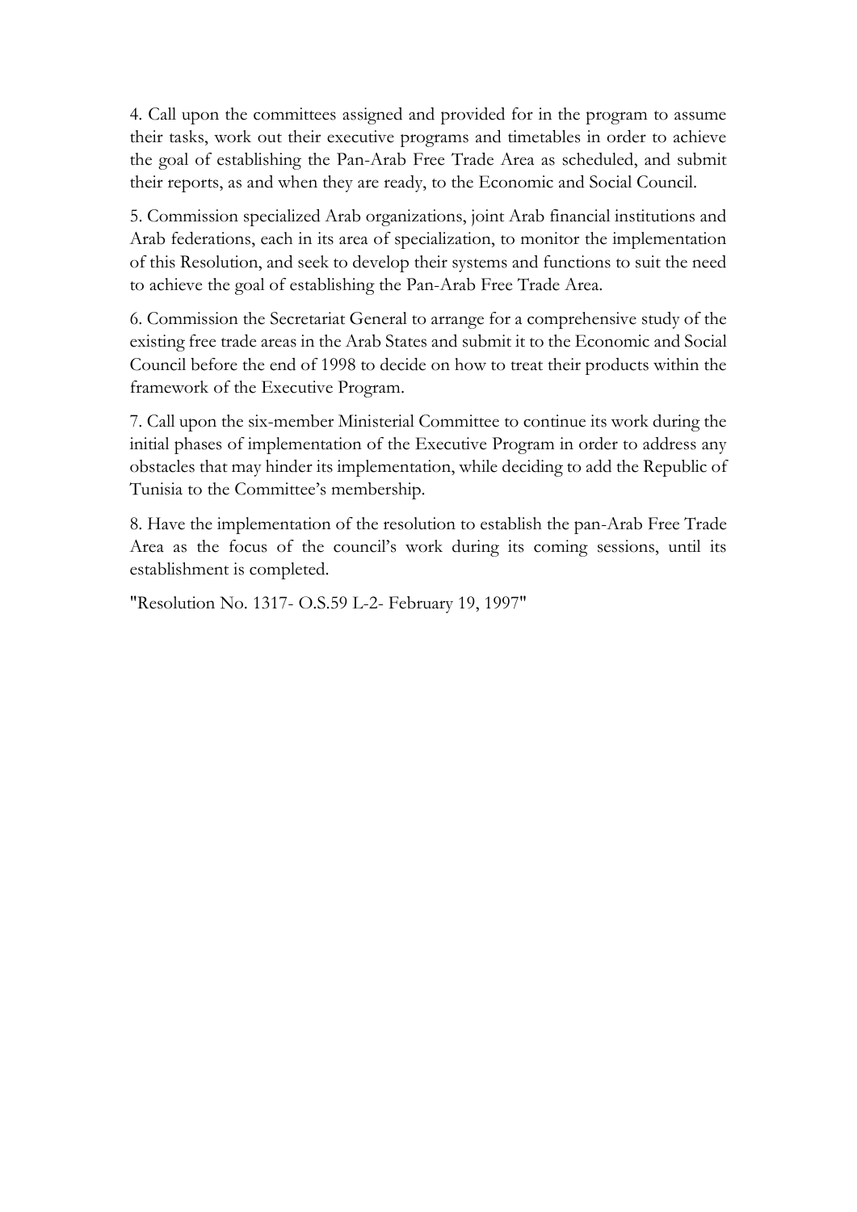4. Call upon the committees assigned and provided for in the program to assume their tasks, work out their executive programs and timetables in order to achieve the goal of establishing the Pan-Arab Free Trade Area as scheduled, and submit their reports, as and when they are ready, to the Economic and Social Council.

5. Commission specialized Arab organizations, joint Arab financial institutions and Arab federations, each in its area of specialization, to monitor the implementation of this Resolution, and seek to develop their systems and functions to suit the need to achieve the goal of establishing the Pan-Arab Free Trade Area.

6. Commission the Secretariat General to arrange for a comprehensive study of the existing free trade areas in the Arab States and submit it to the Economic and Social Council before the end of 1998 to decide on how to treat their products within the framework of the Executive Program.

7. Call upon the six-member Ministerial Committee to continue its work during the initial phases of implementation of the Executive Program in order to address any obstacles that may hinder its implementation, while deciding to add the Republic of Tunisia to the Committee's membership.

8. Have the implementation of the resolution to establish the pan-Arab Free Trade Area as the focus of the council's work during its coming sessions, until its establishment is completed.

"Resolution No. 1317- O.S.59 L-2- February 19, 1997"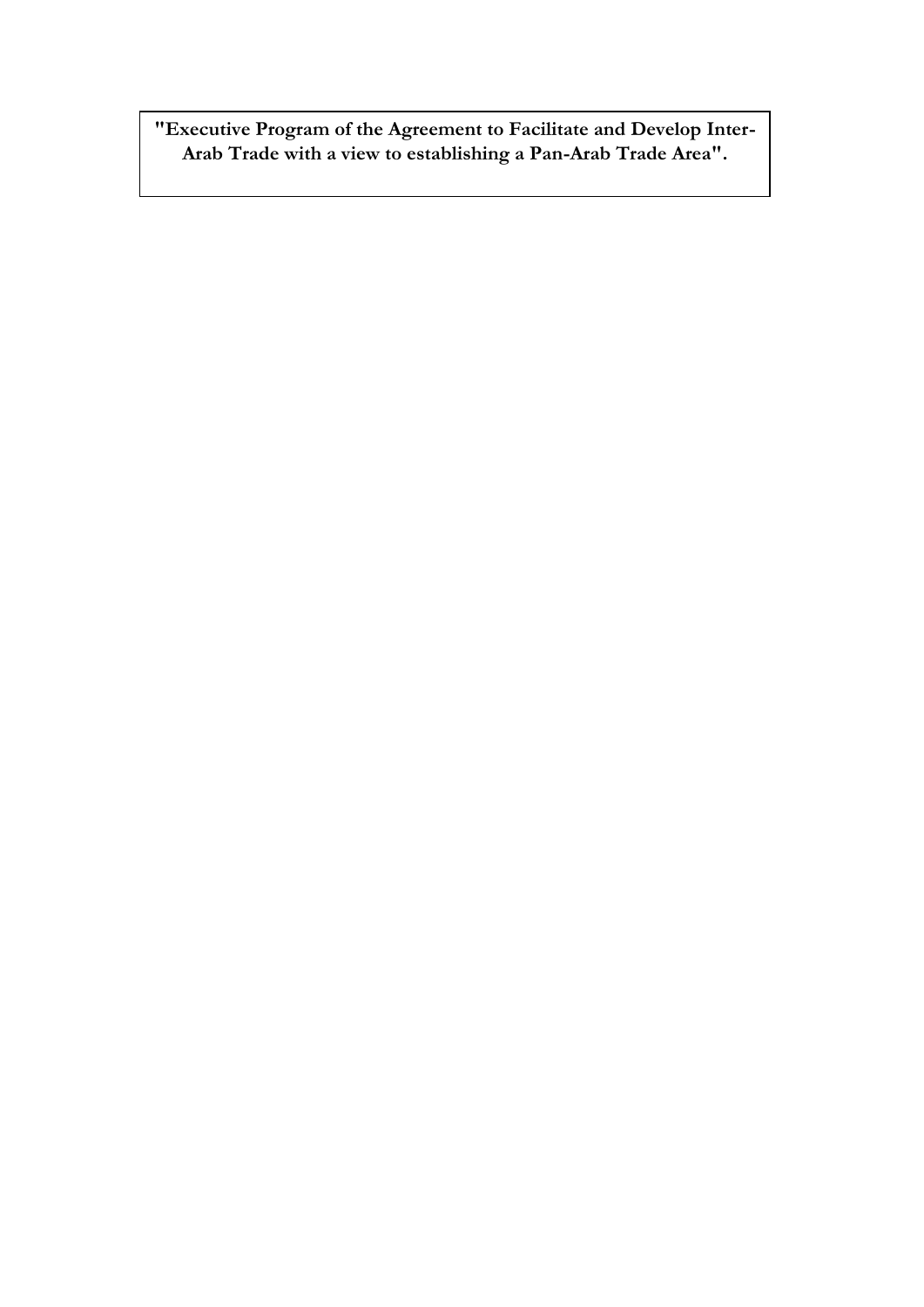**"Executive Program of the Agreement to Facilitate and Develop Inter-Arab Trade with a view to establishing a Pan-Arab Trade Area".**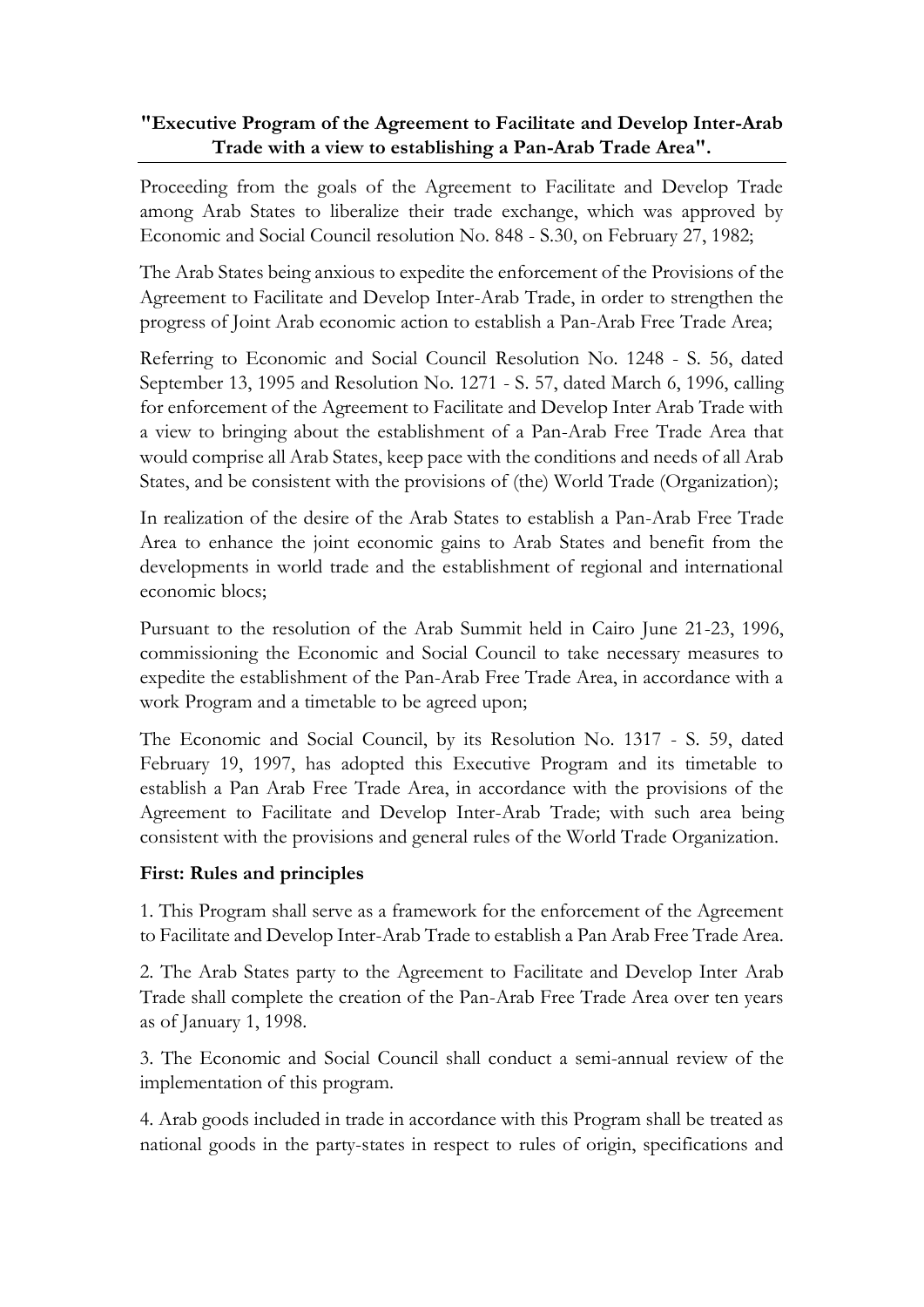**"Executive Program of the Agreement to Facilitate and Develop Inter-Arab Trade with a view to establishing a Pan-Arab Trade Area".**

Proceeding from the goals of the Agreement to Facilitate and Develop Trade among Arab States to liberalize their trade exchange, which was approved by Economic and Social Council resolution No. 848 - S.30, on February 27, 1982;

The Arab States being anxious to expedite the enforcement of the Provisions of the Agreement to Facilitate and Develop Inter-Arab Trade, in order to strengthen the progress of Joint Arab economic action to establish a Pan-Arab Free Trade Area;

Referring to Economic and Social Council Resolution No. 1248 - S. 56, dated September 13, 1995 and Resolution No. 1271 - S. 57, dated March 6, 1996, calling for enforcement of the Agreement to Facilitate and Develop Inter Arab Trade with a view to bringing about the establishment of a Pan-Arab Free Trade Area that would comprise all Arab States, keep pace with the conditions and needs of all Arab States, and be consistent with the provisions of (the) World Trade (Organization);

In realization of the desire of the Arab States to establish a Pan-Arab Free Trade Area to enhance the joint economic gains to Arab States and benefit from the developments in world trade and the establishment of regional and international economic blocs;

Pursuant to the resolution of the Arab Summit held in Cairo June 21-23, 1996, commissioning the Economic and Social Council to take necessary measures to expedite the establishment of the Pan-Arab Free Trade Area, in accordance with a work Program and a timetable to be agreed upon;

The Economic and Social Council, by its Resolution No. 1317 - S. 59, dated February 19, 1997, has adopted this Executive Program and its timetable to establish a Pan Arab Free Trade Area, in accordance with the provisions of the Agreement to Facilitate and Develop Inter-Arab Trade; with such area being consistent with the provisions and general rules of the World Trade Organization.

**First: Rules and principles**

1. This Program shall serve as a framework for the enforcement of the Agreement to Facilitate and Develop Inter-Arab Trade to establish a Pan Arab Free Trade Area.

2. The Arab States party to the Agreement to Facilitate and Develop Inter Arab Trade shall complete the creation of the Pan-Arab Free Trade Area over ten years as of January 1, 1998.

3. The Economic and Social Council shall conduct a semi-annual review of the implementation of this program.

4. Arab goods included in trade in accordance with this Program shall be treated as national goods in the party-states in respect to rules of origin, specifications and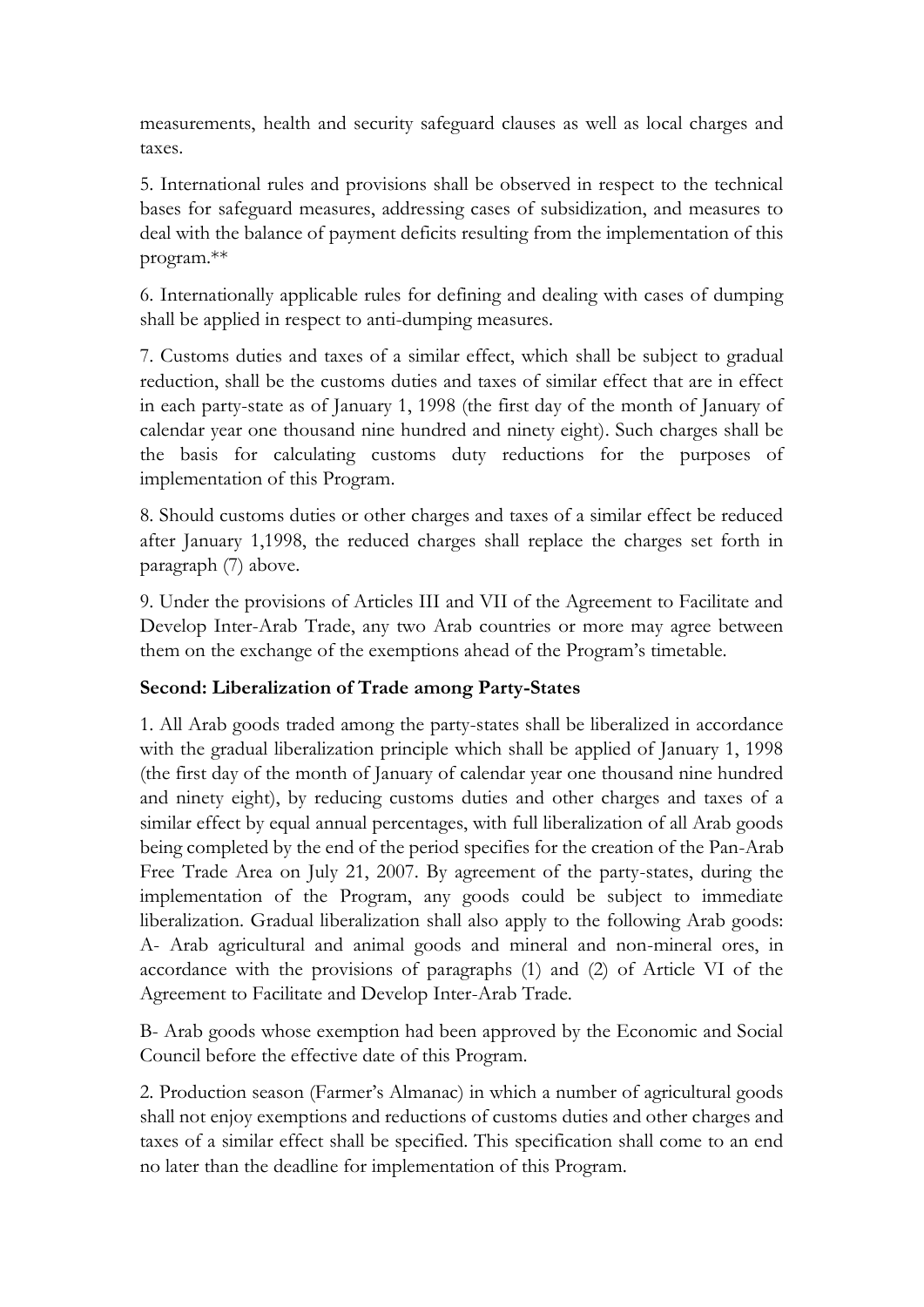measurements, health and security safeguard clauses as well as local charges and taxes.

5. International rules and provisions shall be observed in respect to the technical bases for safeguard measures, addressing cases of subsidization, and measures to deal with the balance of payment deficits resulting from the implementation of this program.**

6. Internationally applicable rules for defining and dealing with cases of dumping shall be applied in respect to anti-dumping measures.

7. Customs duties and taxes of a similar effect, which shall be subject to gradual reduction, shall be the customs duties and taxes of similar effect that are in effect in each party-state as of January 1, 1998 (the first day of the month of January of calendar year one thousand nine hundred and ninety eight). Such charges shall be the basis for calculating customs duty reductions for the purposes of implementation of this Program.

8. Should customs duties or other charges and taxes of a similar effect be reduced after January 1,1998, the reduced charges shall replace the charges set forth in paragraph (7) above.

9. Under the provisions of Articles III and VII of the Agreement to Facilitate and Develop Inter-Arab Trade, any two Arab countries or more may agree between them on the exchange of the exemptions ahead of the Program's timetable.

**Second: Liberalization of Trade among Party-States**

1. All Arab goods traded among the party-states shall be liberalized in accordance with the gradual liberalization principle which shall be applied of January 1, 1998 (the first day of the month of January of calendar year one thousand nine hundred and ninety eight), by reducing customs duties and other charges and taxes of a similar effect by equal annual percentages, with full liberalization of all Arab goods being completed by the end of the period specifies for the creation of the Pan-Arab Free Trade Area on July 21, 2007. By agreement of the party-states, during the implementation of the Program, any goods could be subject to immediate liberalization. Gradual liberalization shall also apply to the following Arab goods: A- Arab agricultural and animal goods and mineral and non-mineral ores, in accordance with the provisions of paragraphs (1) and (2) of Article VI of the Agreement to Facilitate and Develop Inter-Arab Trade.

B- Arab goods whose exemption had been approved by the Economic and Social Council before the effective date of this Program.

2. Production season (Farmer's Almanac) in which a number of agricultural goods shall not enjoy exemptions and reductions of customs duties and other charges and taxes of a similar effect shall be specified. This specification shall come to an end no later than the deadline for implementation of this Program.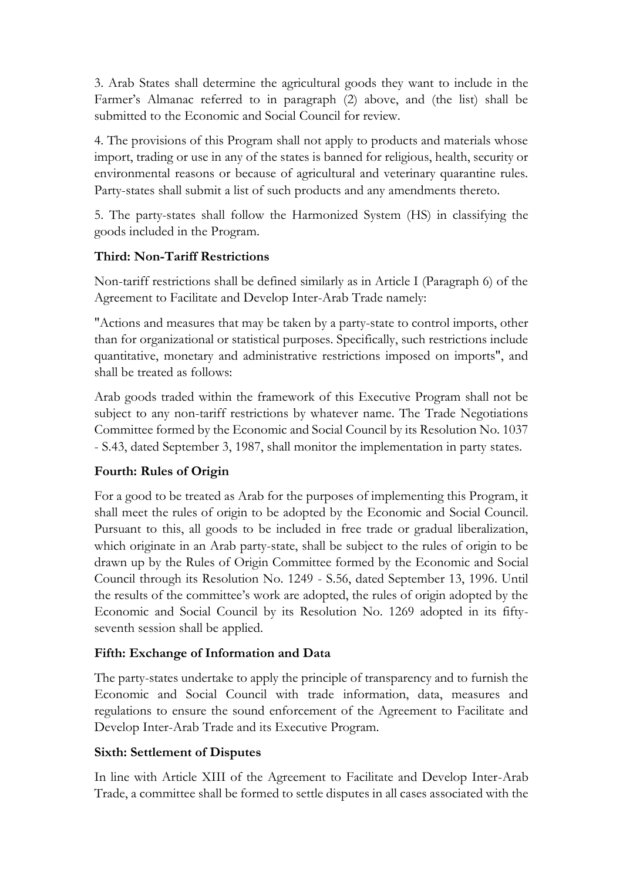3. Arab States shall determine the agricultural goods they want to include in the Farmer's Almanac referred to in paragraph (2) above, and (the list) shall be submitted to the Economic and Social Council for review.

4. The provisions of this Program shall not apply to products and materials whose import, trading or use in any of the states is banned for religious, health, security or environmental reasons or because of agricultural and veterinary quarantine rules. Party-states shall submit a list of such products and any amendments thereto.

5. The party-states shall follow the Harmonized System (HS) in classifying the goods included in the Program.

**Third: Non-Tariff Restrictions**

Non-tariff restrictions shall be defined similarly as in Article I (Paragraph 6) of the Agreement to Facilitate and Develop Inter-Arab Trade namely:

"Actions and measures that may be taken by a party-state to control imports, other than for organizational or statistical purposes. Specifically, such restrictions include quantitative, monetary and administrative restrictions imposed on imports", and shall be treated as follows:

Arab goods traded within the framework of this Executive Program shall not be subject to any non-tariff restrictions by whatever name. The Trade Negotiations Committee formed by the Economic and Social Council by its Resolution No. 1037 - S.43, dated September 3, 1987, shall monitor the implementation in party states.

**Fourth: Rules of Origin**

For a good to be treated as Arab for the purposes of implementing this Program, it shall meet the rules of origin to be adopted by the Economic and Social Council. Pursuant to this, all goods to be included in free trade or gradual liberalization, which originate in an Arab party-state, shall be subject to the rules of origin to be drawn up by the Rules of Origin Committee formed by the Economic and Social Council through its Resolution No. 1249 - S.56, dated September 13, 1996. Until the results of the committee's work are adopted, the rules of origin adopted by the Economic and Social Council by its Resolution No. 1269 adopted in its fifty-seventh session shall be applied.

**Fifth: Exchange of Information and Data**

The party-states undertake to apply the principle of transparency and to furnish the Economic and Social Council with trade information, data, measures and regulations to ensure the sound enforcement of the Agreement to Facilitate and Develop Inter-Arab Trade and its Executive Program.

**Sixth: Settlement of Disputes**

In line with Article XIII of the Agreement to Facilitate and Develop Inter-Arab Trade, a committee shall be formed to settle disputes in all cases associated with the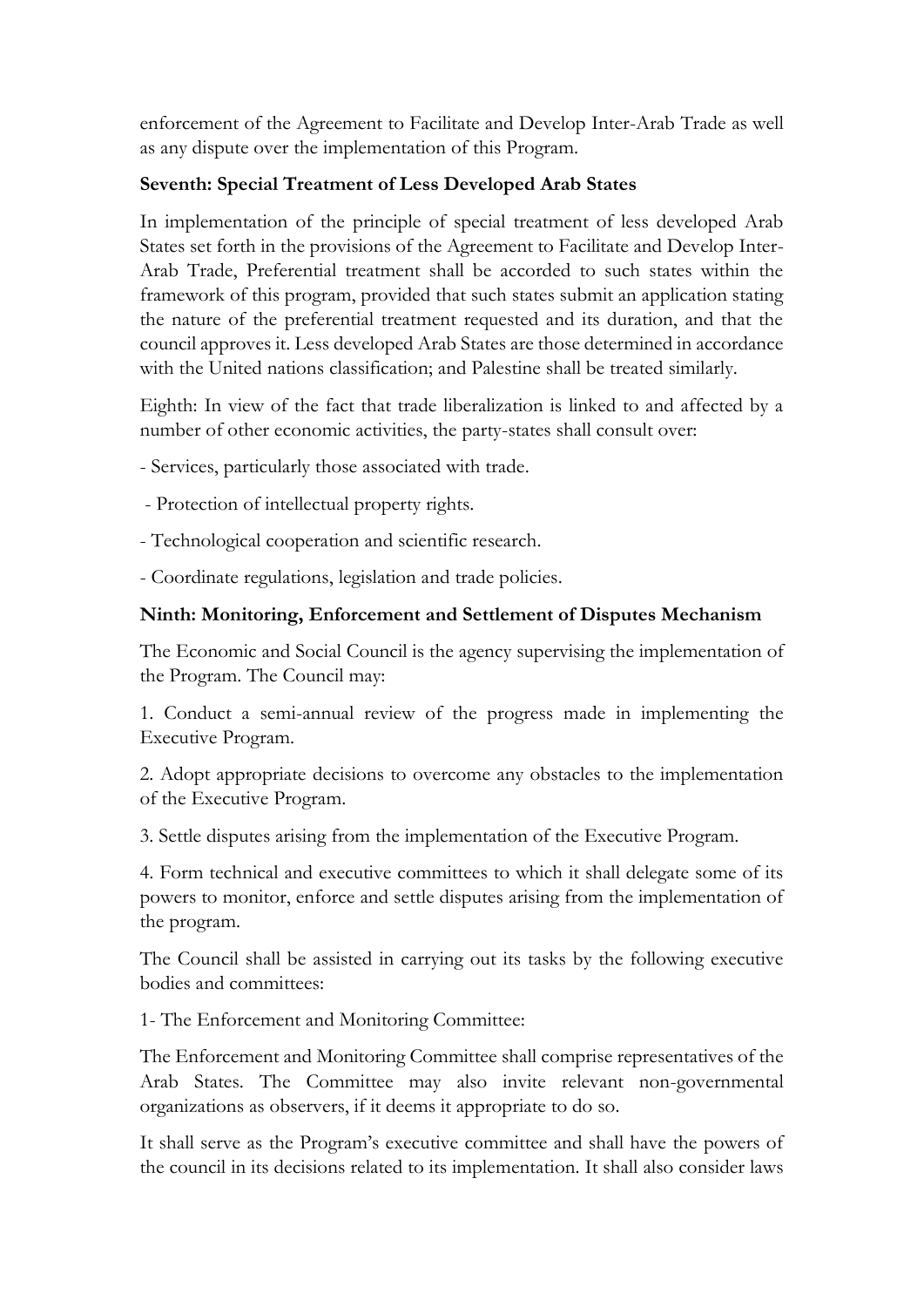enforcement of the Agreement to Facilitate and Develop Inter-Arab Trade as well as any dispute over the implementation of this Program.

**Seventh: Special Treatment of Less Developed Arab States**

In implementation of the principle of special treatment of less developed Arab States set forth in the provisions of the Agreement to Facilitate and Develop Inter-Arab Trade, Preferential treatment shall be accorded to such states within the framework of this program, provided that such states submit an application stating the nature of the preferential treatment requested and its duration, and that the council approves it. Less developed Arab States are those determined in accordance with the United nations classification; and Palestine shall be treated similarly.

Eighth: In view of the fact that trade liberalization is linked to and affected by a number of other economic activities, the party-states shall consult over:

- Services, particularly those associated with trade.
- Protection of intellectual property rights.
- Technological cooperation and scientific research.
- Coordinate regulations, legislation and trade policies.

**Ninth: Monitoring, Enforcement and Settlement of Disputes Mechanism**

The Economic and Social Council is the agency supervising the implementation of the Program. The Council may:

1. Conduct a semi-annual review of the progress made in implementing the Executive Program.

2. Adopt appropriate decisions to overcome any obstacles to the implementation of the Executive Program.

3. Settle disputes arising from the implementation of the Executive Program.

4. Form technical and executive committees to which it shall delegate some of its powers to monitor, enforce and settle disputes arising from the implementation of the program.

The Council shall be assisted in carrying out its tasks by the following executive bodies and committees:

1- The Enforcement and Monitoring Committee:

The Enforcement and Monitoring Committee shall comprise representatives of the Arab States. The Committee may also invite relevant non-governmental organizations as observers, if it deems it appropriate to do so.

It shall serve as the Program's executive committee and shall have the powers of the council in its decisions related to its implementation. It shall also consider laws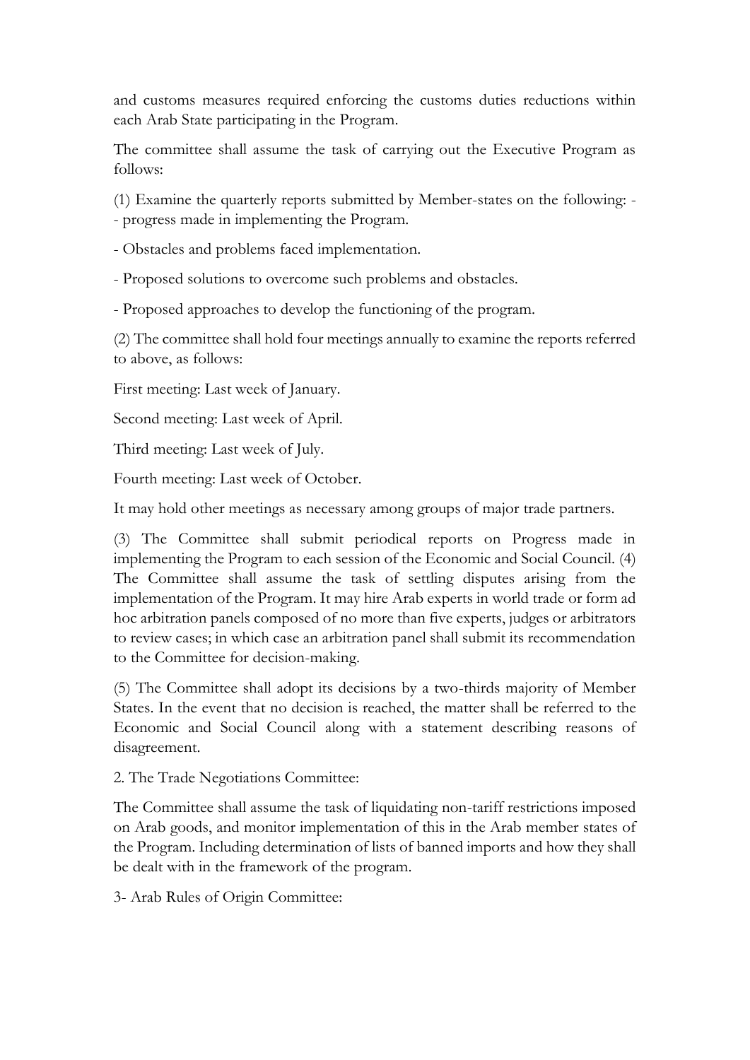and customs measures required enforcing the customs duties reductions within each Arab State participating in the Program.

The committee shall assume the task of carrying out the Executive Program as follows:

(1) Examine the quarterly reports submitted by Member-states on the following: -

- progress made in implementing the Program.
- Obstacles and problems faced implementation.
- Proposed solutions to overcome such problems and obstacles.
- Proposed approaches to develop the functioning of the program.

(2) The committee shall hold four meetings annually to examine the reports referred to above, as follows:

First meeting: Last week of January.

Second meeting: Last week of April.

Third meeting: Last week of July.

Fourth meeting: Last week of October.

It may hold other meetings as necessary among groups of major trade partners.

(3) The Committee shall submit periodical reports on Progress made in implementing the Program to each session of the Economic and Social Council. (4) The Committee shall assume the task of settling disputes arising from the implementation of the Program. It may hire Arab experts in world trade or form ad hoc arbitration panels composed of no more than five experts, judges or arbitrators to review cases; in which case an arbitration panel shall submit its recommendation to the Committee for decision-making.

(5) The Committee shall adopt its decisions by a two-thirds majority of Member States. In the event that no decision is reached, the matter shall be referred to the Economic and Social Council along with a statement describing reasons of disagreement.

2. The Trade Negotiations Committee:

The Committee shall assume the task of liquidating non-tariff restrictions imposed on Arab goods, and monitor implementation of this in the Arab member states of the Program. Including determination of lists of banned imports and how they shall be dealt with in the framework of the program.

3- Arab Rules of Origin Committee: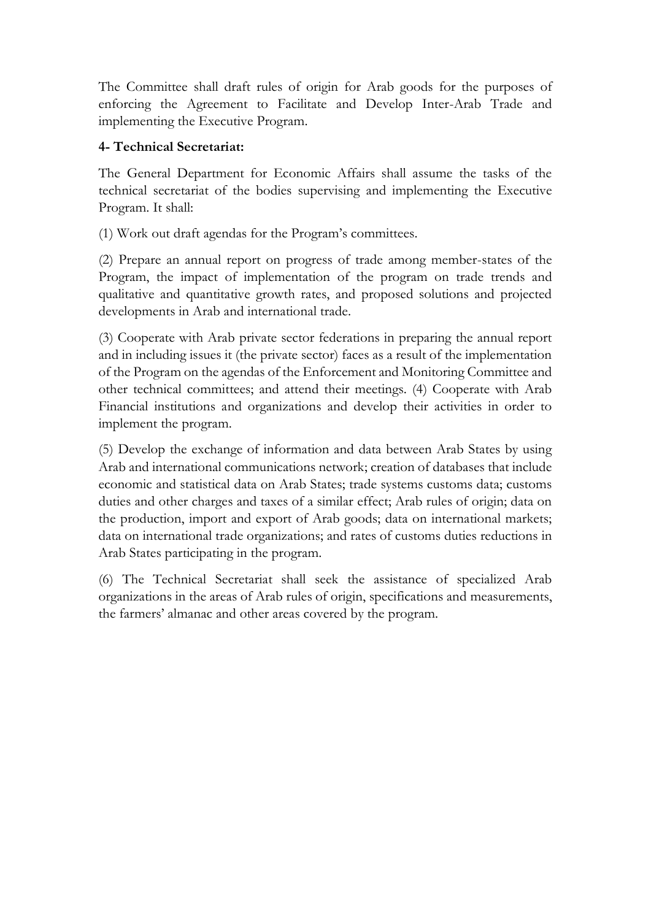The Committee shall draft rules of origin for Arab goods for the purposes of enforcing the Agreement to Facilitate and Develop Inter-Arab Trade and implementing the Executive Program.

**4- Technical Secretariat:**

The General Department for Economic Affairs shall assume the tasks of the technical secretariat of the bodies supervising and implementing the Executive Program. It shall:

(1) Work out draft agendas for the Program's committees.

(2) Prepare an annual report on progress of trade among member-states of the Program, the impact of implementation of the program on trade trends and qualitative and quantitative growth rates, and proposed solutions and projected developments in Arab and international trade.

(3) Cooperate with Arab private sector federations in preparing the annual report and in including issues it (the private sector) faces as a result of the implementation of the Program on the agendas of the Enforcement and Monitoring Committee and other technical committees; and attend their meetings. (4) Cooperate with Arab Financial institutions and organizations and develop their activities in order to implement the program.

(5) Develop the exchange of information and data between Arab States by using Arab and international communications network; creation of databases that include economic and statistical data on Arab States; trade systems customs data; customs duties and other charges and taxes of a similar effect; Arab rules of origin; data on the production, import and export of Arab goods; data on international markets; data on international trade organizations; and rates of customs duties reductions in Arab States participating in the program.

(6) The Technical Secretariat shall seek the assistance of specialized Arab organizations in the areas of Arab rules of origin, specifications and measurements, the farmers' almanac and other areas covered by the program.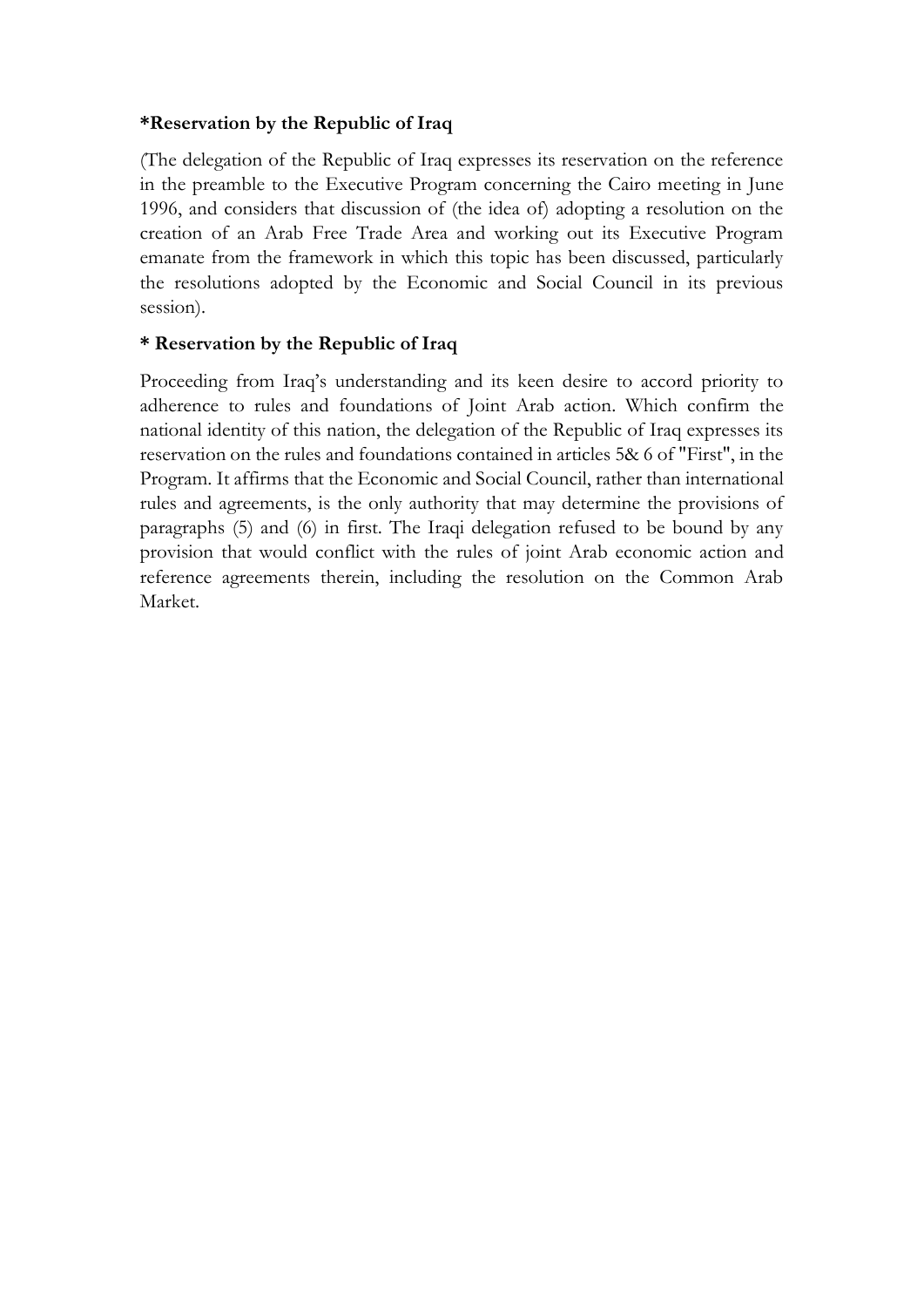**\*Reservation by the Republic of Iraq**

(The delegation of the Republic of Iraq expresses its reservation on the reference in the preamble to the Executive Program concerning the Cairo meeting in June 1996, and considers that discussion of (the idea of) adopting a resolution on the creation of an Arab Free Trade Area and working out its Executive Program emanate from the framework in which this topic has been discussed, particularly the resolutions adopted by the Economic and Social Council in its previous session).

**\* Reservation by the Republic of Iraq**

Proceeding from Iraq's understanding and its keen desire to accord priority to adherence to rules and foundations of Joint Arab action. Which confirm the national identity of this nation, the delegation of the Republic of Iraq expresses its reservation on the rules and foundations contained in articles 5& 6 of "First", in the Program. It affirms that the Economic and Social Council, rather than international rules and agreements, is the only authority that may determine the provisions of paragraphs (5) and (6) in first. The Iraqi delegation refused to be bound by any provision that would conflict with the rules of joint Arab economic action and reference agreements therein, including the resolution on the Common Arab Market.